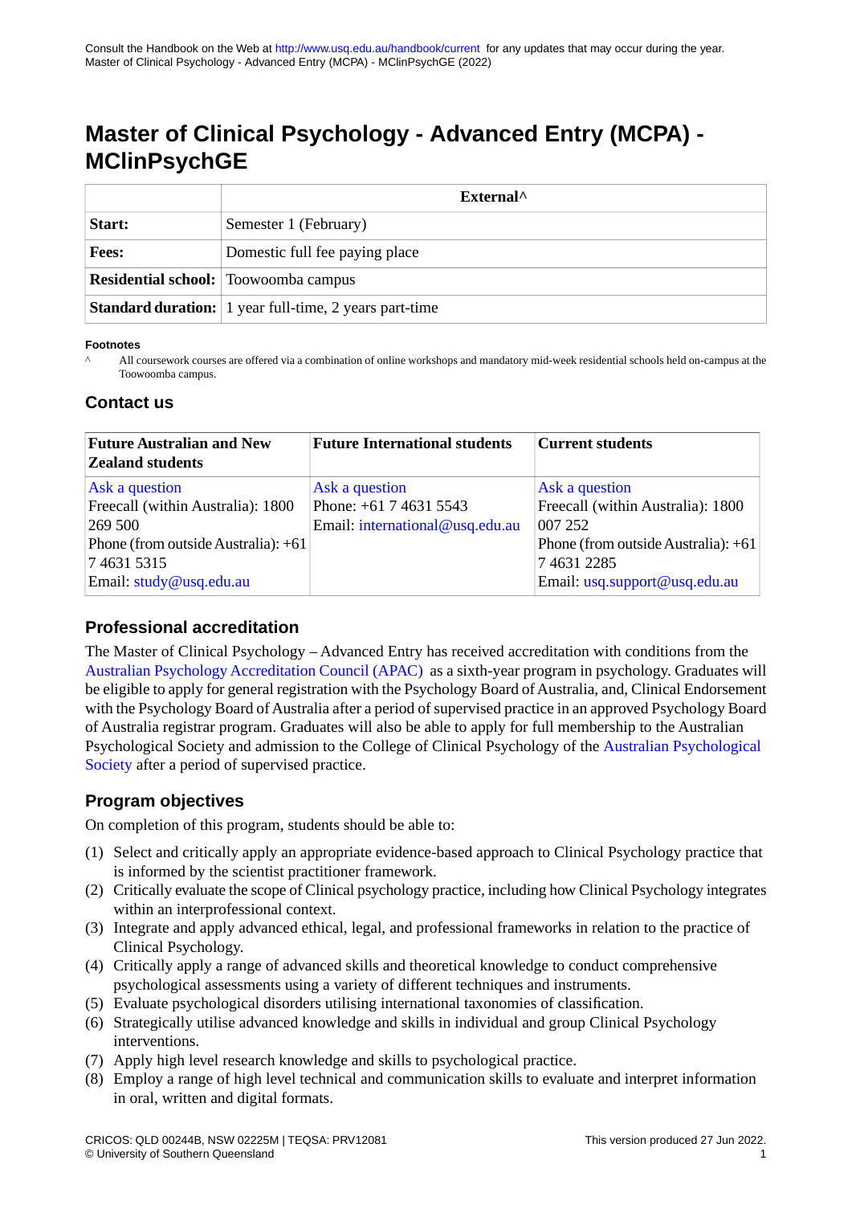# Master of Clinical Psychology - Advanced Entry (MCPA) - MClinPsychGE

| | External^ |
|---|---|
| **Start:** | Semester 1 (February) |
| **Fees:** | Domestic full fee paying place |
| **Residential school:** | Toowoomba campus |
| **Standard duration:** | 1 year full-time, 2 years part-time |

**Footnotes**

^ All coursework courses are offered via a combination of online workshops and mandatory mid-week residential schools held on-campus at the Toowoomba campus.

## Contact us

| Future Australian and New Zealand students | Future International students | Current students |
|---|---|---|
| Ask a question<br>Freecall (within Australia): 1800 269 500<br>Phone (from outside Australia): +61 7 4631 5315<br>Email: study@usq.edu.au | Ask a question<br>Phone: +61 7 4631 5543<br>Email: international@usq.edu.au | Ask a question<br>Freecall (within Australia): 1800 007 252<br>Phone (from outside Australia): +61 7 4631 2285<br>Email: usq.support@usq.edu.au |

## Professional accreditation

The Master of Clinical Psychology – Advanced Entry has received accreditation with conditions from the Australian Psychology Accreditation Council (APAC) as a sixth-year program in psychology. Graduates will be eligible to apply for general registration with the Psychology Board of Australia, and, Clinical Endorsement with the Psychology Board of Australia after a period of supervised practice in an approved Psychology Board of Australia registrar program. Graduates will also be able to apply for full membership to the Australian Psychological Society and admission to the College of Clinical Psychology of the Australian Psychological Society after a period of supervised practice.

## Program objectives

On completion of this program, students should be able to:

(1) Select and critically apply an appropriate evidence-based approach to Clinical Psychology practice that is informed by the scientist practitioner framework.
(2) Critically evaluate the scope of Clinical psychology practice, including how Clinical Psychology integrates within an interprofessional context.
(3) Integrate and apply advanced ethical, legal, and professional frameworks in relation to the practice of Clinical Psychology.
(4) Critically apply a range of advanced skills and theoretical knowledge to conduct comprehensive psychological assessments using a variety of different techniques and instruments.
(5) Evaluate psychological disorders utilising international taxonomies of classification.
(6) Strategically utilise advanced knowledge and skills in individual and group Clinical Psychology interventions.
(7) Apply high level research knowledge and skills to psychological practice.
(8) Employ a range of high level technical and communication skills to evaluate and interpret information in oral, written and digital formats.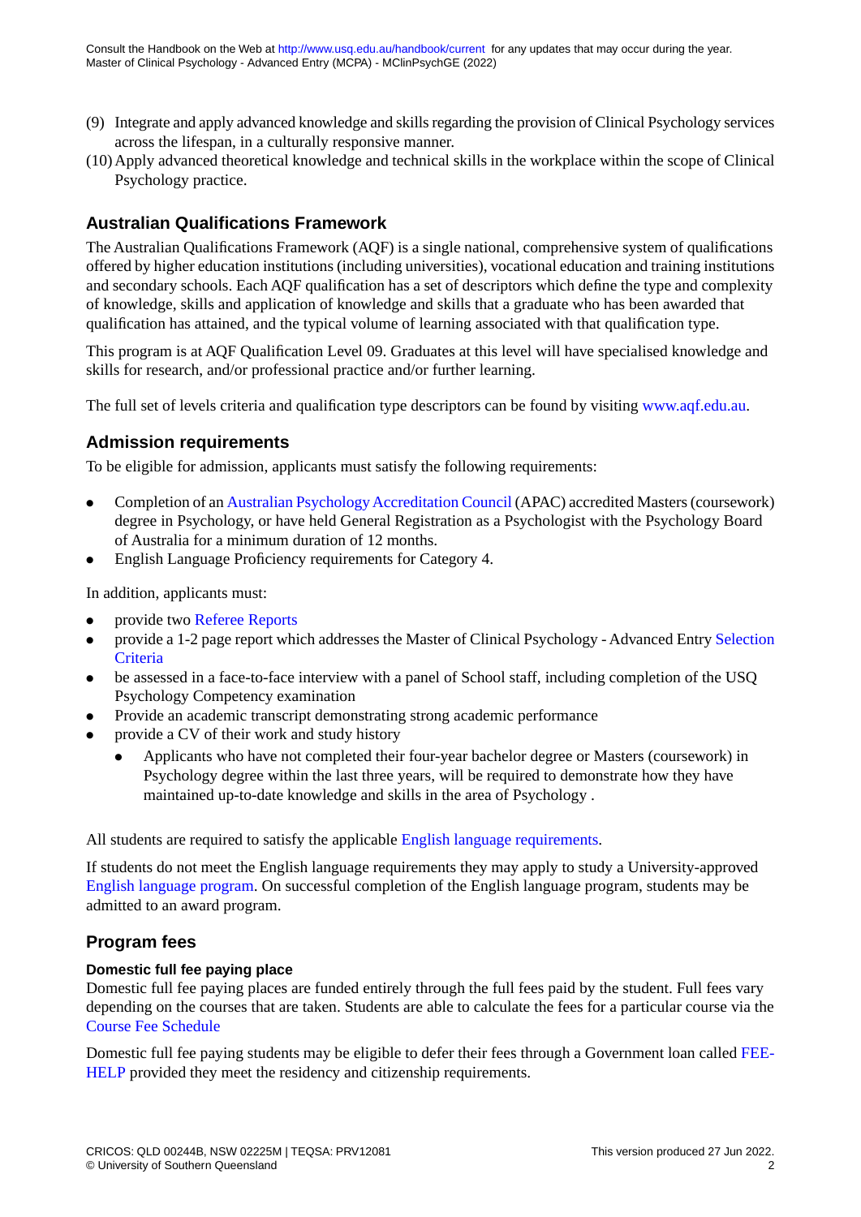(9) Integrate and apply advanced knowledge and skills regarding the provision of Clinical Psychology services across the lifespan, in a culturally responsive manner.
(10) Apply advanced theoretical knowledge and technical skills in the workplace within the scope of Clinical Psychology practice.

## Australian Qualifications Framework

The Australian Qualifications Framework (AQF) is a single national, comprehensive system of qualifications offered by higher education institutions (including universities), vocational education and training institutions and secondary schools. Each AQF qualification has a set of descriptors which define the type and complexity of knowledge, skills and application of knowledge and skills that a graduate who has been awarded that qualification has attained, and the typical volume of learning associated with that qualification type.

This program is at AQF Qualification Level 09. Graduates at this level will have specialised knowledge and skills for research, and/or professional practice and/or further learning.

The full set of levels criteria and qualification type descriptors can be found by visiting www.aqf.edu.au.

## Admission requirements

To be eligible for admission, applicants must satisfy the following requirements:

- Completion of an Australian Psychology Accreditation Council (APAC) accredited Masters (coursework) degree in Psychology, or have held General Registration as a Psychologist with the Psychology Board of Australia for a minimum duration of 12 months.
- English Language Proficiency requirements for Category 4.

In addition, applicants must:

- provide two Referee Reports
- provide a 1-2 page report which addresses the Master of Clinical Psychology - Advanced Entry Selection Criteria
- be assessed in a face-to-face interview with a panel of School staff, including completion of the USQ Psychology Competency examination
- Provide an academic transcript demonstrating strong academic performance
- provide a CV of their work and study history
  - Applicants who have not completed their four-year bachelor degree or Masters (coursework) in Psychology degree within the last three years, will be required to demonstrate how they have maintained up-to-date knowledge and skills in the area of Psychology .

All students are required to satisfy the applicable English language requirements.

If students do not meet the English language requirements they may apply to study a University-approved English language program. On successful completion of the English language program, students may be admitted to an award program.

## Program fees

### Domestic full fee paying place

Domestic full fee paying places are funded entirely through the full fees paid by the student. Full fees vary depending on the courses that are taken. Students are able to calculate the fees for a particular course via the Course Fee Schedule

Domestic full fee paying students may be eligible to defer their fees through a Government loan called FEE-HELP provided they meet the residency and citizenship requirements.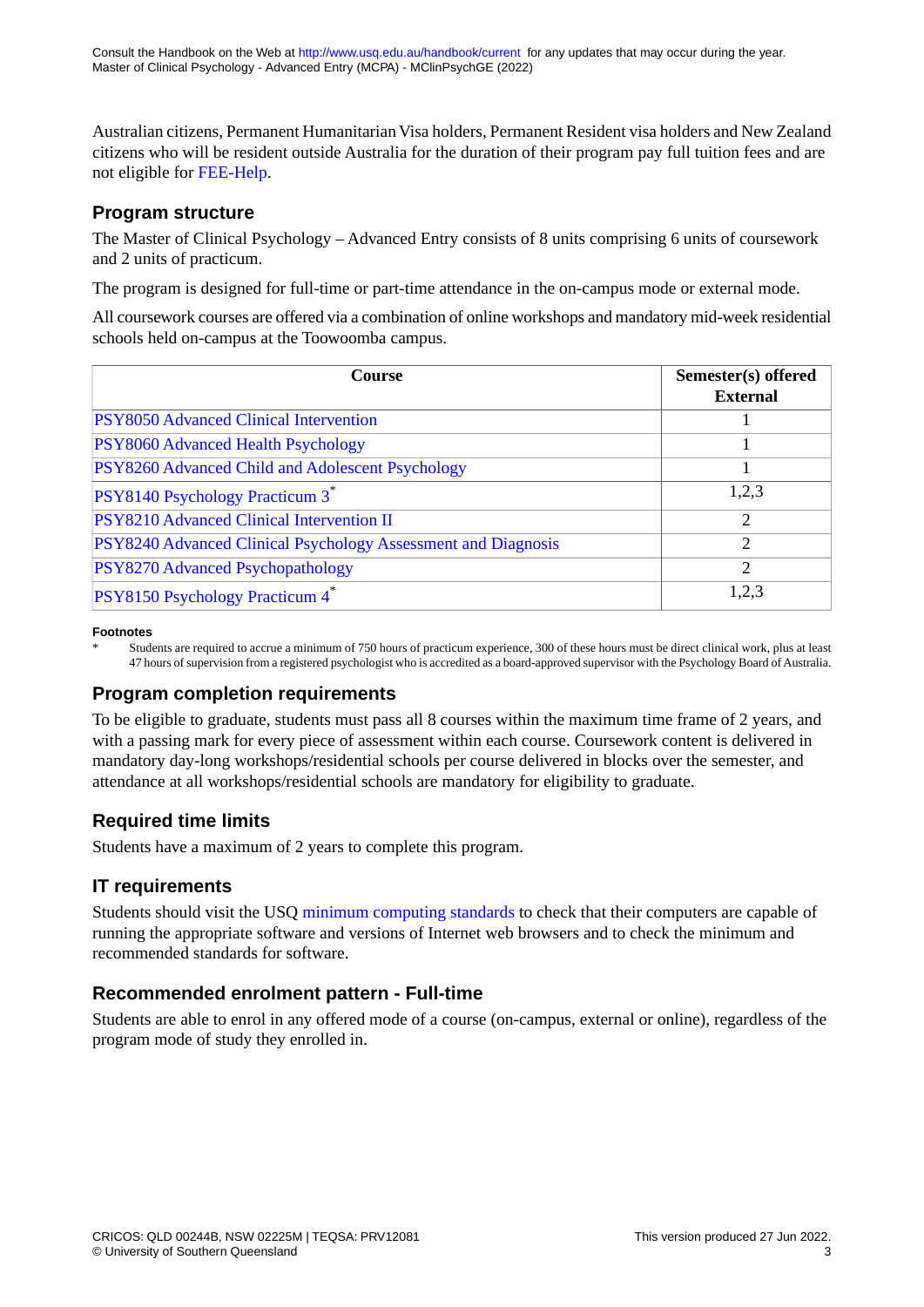Australian citizens, Permanent Humanitarian Visa holders, Permanent Resident visa holders and New Zealand citizens who will be resident outside Australia for the duration of their program pay full tuition fees and are not eligible for FEE-Help.

## Program structure

The Master of Clinical Psychology – Advanced Entry consists of 8 units comprising 6 units of coursework and 2 units of practicum.

The program is designed for full-time or part-time attendance in the on-campus mode or external mode.

All coursework courses are offered via a combination of online workshops and mandatory mid-week residential schools held on-campus at the Toowoomba campus.

| Course | Semester(s) offered External |
|---|---|
| PSY8050 Advanced Clinical Intervention | 1 |
| PSY8060 Advanced Health Psychology | 1 |
| PSY8260 Advanced Child and Adolescent Psychology | 1 |
| PSY8140 Psychology Practicum 3* | 1,2,3 |
| PSY8210 Advanced Clinical Intervention II | 2 |
| PSY8240 Advanced Clinical Psychology Assessment and Diagnosis | 2 |
| PSY8270 Advanced Psychopathology | 2 |
| PSY8150 Psychology Practicum 4* | 1,2,3 |

**Footnotes**

* Students are required to accrue a minimum of 750 hours of practicum experience, 300 of these hours must be direct clinical work, plus at least 47 hours of supervision from a registered psychologist who is accredited as a board-approved supervisor with the Psychology Board of Australia.

## Program completion requirements

To be eligible to graduate, students must pass all 8 courses within the maximum time frame of 2 years, and with a passing mark for every piece of assessment within each course. Coursework content is delivered in mandatory day-long workshops/residential schools per course delivered in blocks over the semester, and attendance at all workshops/residential schools are mandatory for eligibility to graduate.

## Required time limits

Students have a maximum of 2 years to complete this program.

## IT requirements

Students should visit the USQ minimum computing standards to check that their computers are capable of running the appropriate software and versions of Internet web browsers and to check the minimum and recommended standards for software.

## Recommended enrolment pattern - Full-time

Students are able to enrol in any offered mode of a course (on-campus, external or online), regardless of the program mode of study they enrolled in.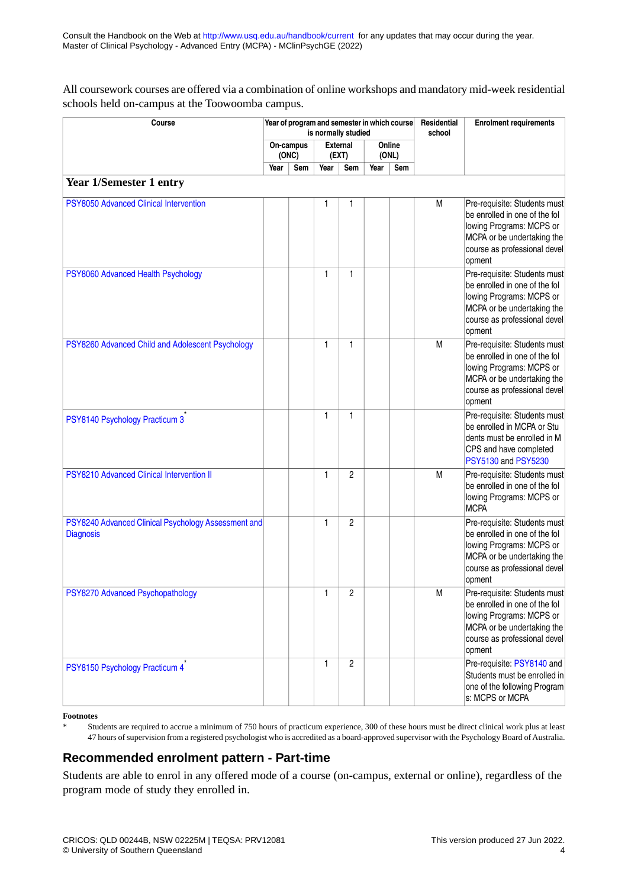All coursework courses are offered via a combination of online workshops and mandatory mid-week residential schools held on-campus at the Toowoomba campus.

| Course | Year of program and semester in which course is normally studied | | | | | | Residential school | Enrolment requirements |
|---|---|---|---|---|---|---|---|---|
| | On-campus (ONC) | | External (EXT) | | Online (ONL) | | | |
| | Year | Sem | Year | Sem | Year | Sem | | |
| **Year 1/Semester 1 entry** | | | | | | | | |
| PSY8050 Advanced Clinical Intervention | | | 1 | 1 | | | M | Pre-requisite: Students must be enrolled in one of the following Programs: MCPS or MCPA or be undertaking the course as professional development |
| PSY8060 Advanced Health Psychology | | | 1 | 1 | | | | Pre-requisite: Students must be enrolled in one of the following Programs: MCPS or MCPA or be undertaking the course as professional development |
| PSY8260 Advanced Child and Adolescent Psychology | | | 1 | 1 | | | M | Pre-requisite: Students must be enrolled in one of the following Programs: MCPS or MCPA or be undertaking the course as professional development |
| PSY8140 Psychology Practicum 3 * | | | 1 | 1 | | | | Pre-requisite: Students must be enrolled in MCPA or Students must be enrolled in MCPS and have completed PSY5130 and PSY5230 |
| PSY8210 Advanced Clinical Intervention II | | | 1 | 2 | | | M | Pre-requisite: Students must be enrolled in one of the following Programs: MCPS or MCPA |
| PSY8240 Advanced Clinical Psychology Assessment and Diagnosis | | | 1 | 2 | | | | Pre-requisite: Students must be enrolled in one of the following Programs: MCPS or MCPA or be undertaking the course as professional development |
| PSY8270 Advanced Psychopathology | | | 1 | 2 | | | M | Pre-requisite: Students must be enrolled in one of the following Programs: MCPS or MCPA or be undertaking the course as professional development |
| PSY8150 Psychology Practicum 4 * | | | 1 | 2 | | | | Pre-requisite: PSY8140 and Students must be enrolled in one of the following Programs: MCPS or MCPA |

**Footnotes**

\* Students are required to accrue a minimum of 750 hours of practicum experience, 300 of these hours must be direct clinical work plus at least 47 hours of supervision from a registered psychologist who is accredited as a board-approved supervisor with the Psychology Board of Australia.

## Recommended enrolment pattern - Part-time

Students are able to enrol in any offered mode of a course (on-campus, external or online), regardless of the program mode of study they enrolled in.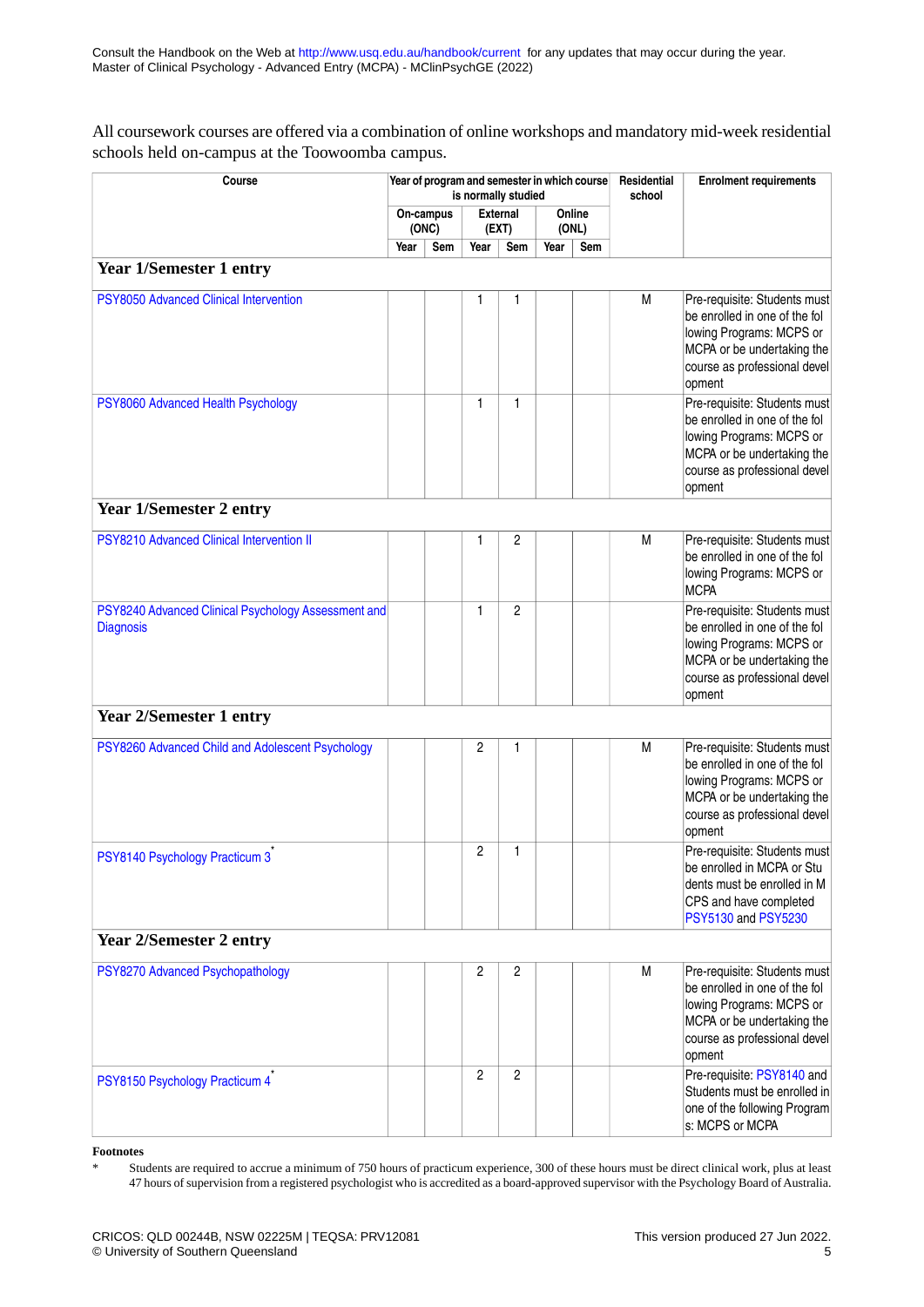All coursework courses are offered via a combination of online workshops and mandatory mid-week residential schools held on-campus at the Toowoomba campus.

| Course | Year of program and semester in which course is normally studied | | | | | | Residential school | Enrolment requirements |
|---|---|---|---|---|---|---|---|---|
| | On-campus (ONC) | | External (EXT) | | Online (ONL) | | | |
| | Year | Sem | Year | Sem | Year | Sem | | |
| **Year 1/Semester 1 entry** | | | | | | | | |
| PSY8050 Advanced Clinical Intervention | | | 1 | 1 | | | M | Pre-requisite: Students must be enrolled in one of the following Programs: MCPS or MCPA or be undertaking the course as professional development |
| PSY8060 Advanced Health Psychology | | | 1 | 1 | | | | Pre-requisite: Students must be enrolled in one of the following Programs: MCPS or MCPA or be undertaking the course as professional development |
| **Year 1/Semester 2 entry** | | | | | | | | |
| PSY8210 Advanced Clinical Intervention II | | | 1 | 2 | | | M | Pre-requisite: Students must be enrolled in one of the following Programs: MCPS or MCPA |
| PSY8240 Advanced Clinical Psychology Assessment and Diagnosis | | | 1 | 2 | | | | Pre-requisite: Students must be enrolled in one of the following Programs: MCPS or MCPA or be undertaking the course as professional development |
| **Year 2/Semester 1 entry** | | | | | | | | |
| PSY8260 Advanced Child and Adolescent Psychology | | | 2 | 1 | | | M | Pre-requisite: Students must be enrolled in one of the following Programs: MCPS or MCPA or be undertaking the course as professional development |
| PSY8140 Psychology Practicum 3 * | | | 2 | 1 | | | | Pre-requisite: Students must be enrolled in MCPA or Students must be enrolled in MCPS and have completed PSY5130 and PSY5230 |
| **Year 2/Semester 2 entry** | | | | | | | | |
| PSY8270 Advanced Psychopathology | | | 2 | 2 | | | M | Pre-requisite: Students must be enrolled in one of the following Programs: MCPS or MCPA or be undertaking the course as professional development |
| PSY8150 Psychology Practicum 4 * | | | 2 | 2 | | | | Pre-requisite: PSY8140 and Students must be enrolled in one of the following Programs: MCPS or MCPA |

**Footnotes**

* Students are required to accrue a minimum of 750 hours of practicum experience, 300 of these hours must be direct clinical work, plus at least 47 hours of supervision from a registered psychologist who is accredited as a board-approved supervisor with the Psychology Board of Australia.